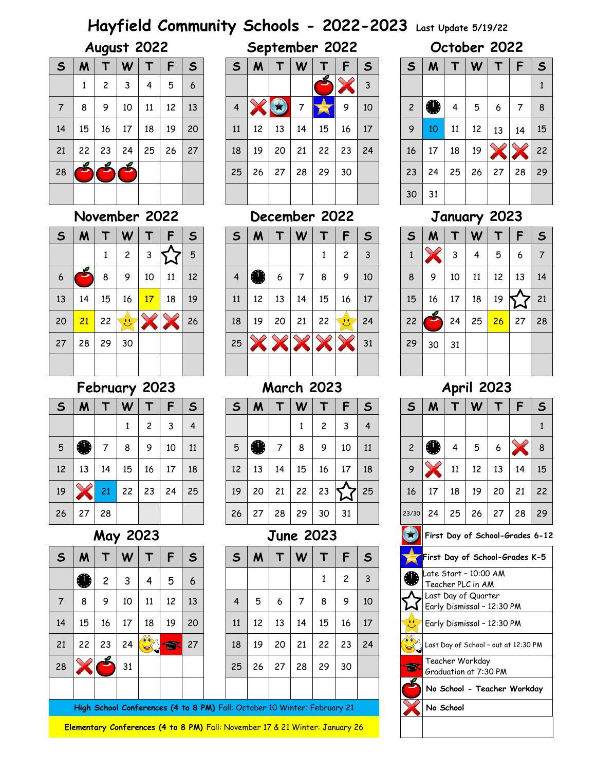# Hayfield Community Schools - 2022-2023

Last Update 5/19/22

## August 2022

| S | M | T | W | T | F | S |
|---|---|---|---|---|---|---|
| | 1 | 2 | 3 | 4 | 5 | 6 |
| 7 | 8 | 9 | 10 | 11 | 12 | 13 |
| 14 | 15 | 16 | 17 | 18 | 19 | 20 |
| 21 | 22 | 23 | 24 | 25 | 26 | 27 |
| 28 | 🍎 | 🍎 | 🍎 | | | |

## September 2022

| S | M | T | W | T | F | S |
|---|---|---|---|---|---|---|
| | | | | 🍎 | ❌ | 3 |
| 4 | ❌ | (First Day 6-12) | 7 | ⭐ (First Day K-5) | 9 | 10 |
| 11 | 12 | 13 | 14 | 15 | 16 | 17 |
| 18 | 19 | 20 | 21 | 22 | 23 | 24 |
| 25 | 26 | 27 | 28 | 29 | 30 | |

## October 2022

| S | M | T | W | T | F | S |
|---|---|---|---|---|---|---|
| | | | | | | 1 |
| 2 | 🕙 | 4 | 5 | 6 | 7 | 8 |
| 9 | 10 | 11 | 12 | 13 | 14 | 15 |
| 16 | 17 | 18 | 19 | ❌ | ❌ | 22 |
| 23 | 24 | 25 | 26 | 27 | 28 | 29 |
| 30 | 31 | | | | | |

## November 2022

| S | M | T | W | T | F | S |
|---|---|---|---|---|---|---|
| | | 1 | 2 | 3 | ☆ | 5 |
| 6 | 🍎 | 8 | 9 | 10 | 11 | 12 |
| 13 | 14 | 15 | 16 | 17 | 18 | 19 |
| 20 | 21 | 22 | (Early Dismissal) | ❌ | ❌ | 26 |
| 27 | 28 | 29 | 30 | | | |

## December 2022

| S | M | T | W | T | F | S |
|---|---|---|---|---|---|---|
| | | | | 1 | 2 | 3 |
| 4 | 🕙 | 6 | 7 | 8 | 9 | 10 |
| 11 | 12 | 13 | 14 | 15 | 16 | 17 |
| 18 | 19 | 20 | 21 | 22 | (Early Dismissal) | 24 |
| 25 | ❌ | ❌ | ❌ | ❌ | ❌ | 31 |

## January 2023

| S | M | T | W | T | F | S |
|---|---|---|---|---|---|---|
| 1 | ❌ | 3 | 4 | 5 | 6 | 7 |
| 8 | 9 | 10 | 11 | 12 | 13 | 14 |
| 15 | 16 | 17 | 18 | 19 | ☆ | 21 |
| 22 | 🍎 | 24 | 25 | 26 | 27 | 28 |
| 29 | 30 | 31 | | | | |

## February 2023

| S | M | T | W | T | F | S |
|---|---|---|---|---|---|---|
| | | | 1 | 2 | 3 | 4 |
| 5 | 🕙 | 7 | 8 | 9 | 10 | 11 |
| 12 | 13 | 14 | 15 | 16 | 17 | 18 |
| 19 | ❌ | 21 | 22 | 23 | 24 | 25 |
| 26 | 27 | 28 | | | | |

## March 2023

| S | M | T | W | T | F | S |
|---|---|---|---|---|---|---|
| | | | 1 | 2 | 3 | 4 |
| 5 | 🕙 | 7 | 8 | 9 | 10 | 11 |
| 12 | 13 | 14 | 15 | 16 | 17 | 18 |
| 19 | 20 | 21 | 22 | 23 | ☆ | 25 |
| 26 | 27 | 28 | 29 | 30 | 31 | |

## April 2023

| S | M | T | W | T | F | S |
|---|---|---|---|---|---|---|
| | | | | | | 1 |
| 2 | 🕙 | 4 | 5 | 6 | ❌ | 8 |
| 9 | ❌ | 11 | 12 | 13 | 14 | 15 |
| 16 | 17 | 18 | 19 | 20 | 21 | 22 |
| 23/30 | 24 | 25 | 26 | 27 | 28 | 29 |

## May 2023

| S | M | T | W | T | F | S |
|---|---|---|---|---|---|---|
| | 🕙 | 2 | 3 | 4 | 5 | 6 |
| 7 | 8 | 9 | 10 | 11 | 12 | 13 |
| 14 | 15 | 16 | 17 | 18 | 19 | 20 |
| 21 | 22 | 23 | 24 | (Last Day of School) | (Teacher Workday / Graduation) | 27 |
| 28 | ❌ | 🍎 | 31 | | | |

## June 2023

| S | M | T | W | T | F | S |
|---|---|---|---|---|---|---|
| | | | | 1 | 2 | 3 |
| 4 | 5 | 6 | 7 | 8 | 9 | 10 |
| 11 | 12 | 13 | 14 | 15 | 16 | 17 |
| 18 | 19 | 20 | 21 | 22 | 23 | 24 |
| 25 | 26 | 27 | 28 | 29 | 30 | |

**High School Conferences (4 to 8 PM)** Fall: October 10 Winter: February 21

**Elementary Conferences (4 to 8 PM)** Fall: November 17 & 21 Winter: January 26

## Legend

| Symbol | Meaning |
|---|---|
| (Blue star button) | First Day of School-Grades 6-12 |
| ⭐ | First Day of School-Grades K-5 |
| 🕙 | Late Start - 10:00 AM Teacher PLC in AM |
| ☆ | Last Day of Quarter Early Dismissal - 12:30 PM |
| (Smiling star) | Early Dismissal - 12:30 PM |
| (Smiley face) | Last Day of School - out at 12:30 PM |
| (Graduation cap) | Teacher Workday Graduation at 7:30 PM |
| 🍎 | No School - Teacher Workday |
| ❌ | No School |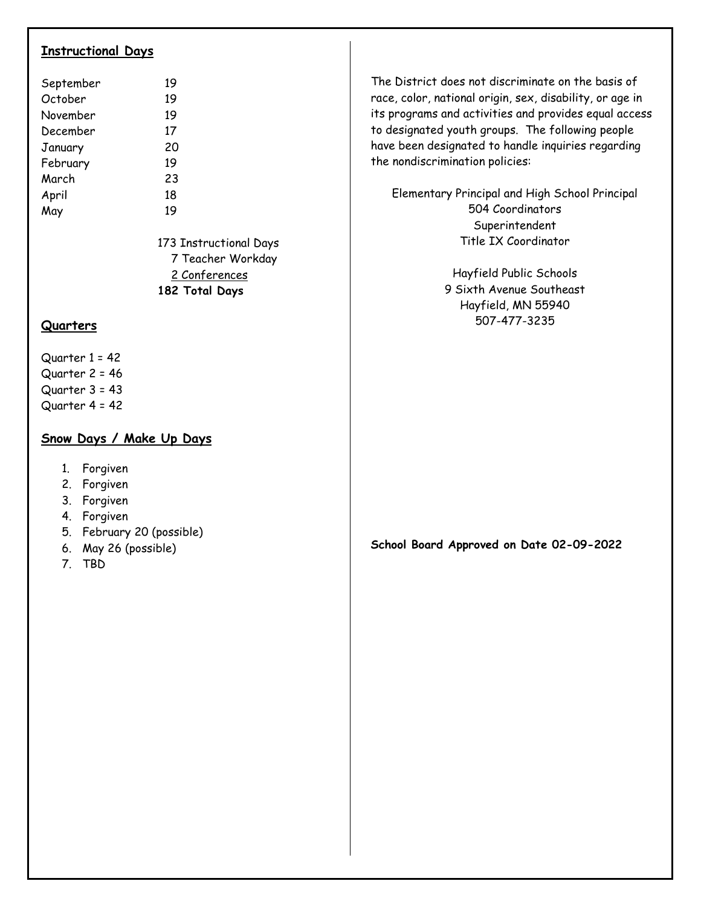## Instructional Days

| | |
|---|---|
| September | 19 |
| October | 19 |
| November | 19 |
| December | 17 |
| January | 20 |
| February | 19 |
| March | 23 |
| April | 18 |
| May | 19 |

173 Instructional Days
7 Teacher Workday
2 Conferences
**182 Total Days**

## Quarters

Quarter 1 = 42
Quarter 2 = 46
Quarter 3 = 43
Quarter 4 = 42

## Snow Days / Make Up Days

1. Forgiven
2. Forgiven
3. Forgiven
4. Forgiven
5. February 20 (possible)
6. May 26 (possible)
7. TBD

The District does not discriminate on the basis of race, color, national origin, sex, disability, or age in its programs and activities and provides equal access to designated youth groups. The following people have been designated to handle inquiries regarding the nondiscrimination policies:

Elementary Principal and High School Principal
504 Coordinators
Superintendent
Title IX Coordinator

Hayfield Public Schools
9 Sixth Avenue Southeast
Hayfield, MN 55940
507-477-3235

**School Board Approved on Date 02-09-2022**